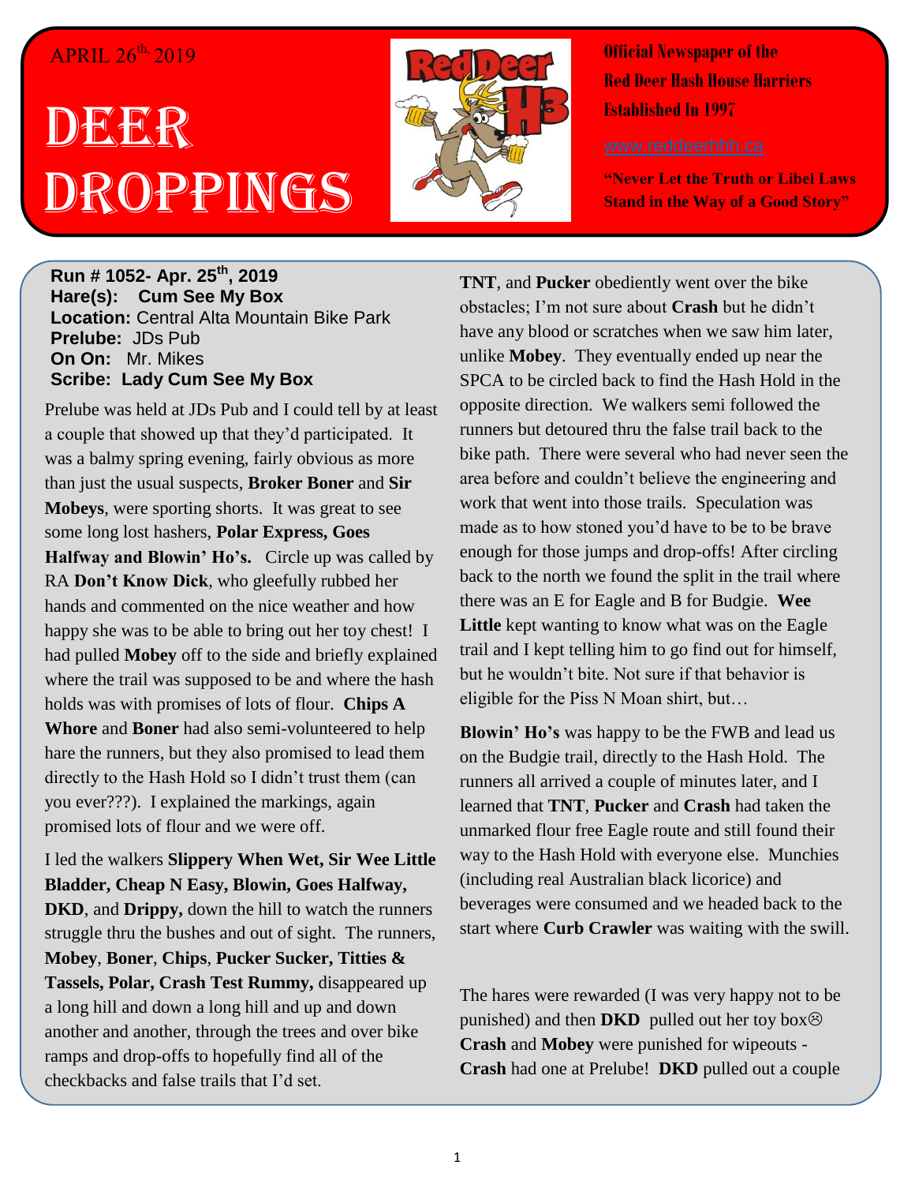APRIL 26th, 2019

# DEER DROPPINGS

**Official Newspaper of the Red Deer Hash House Harriers Established In 1997**

www.reddeerhhh.ca

**"Never Let the Truth or Libel Laws Stand in the Way of a Good Story"**

**Run # 1052- Apr. 25th, 2019**
**Hare(s): Cum See My Box**
**Location:** Central Alta Mountain Bike Park
**Prelude:** JDs Pub
**On On:** Mr. Mikes
**Scribe: Lady Cum See My Box**

Prelude was held at JDs Pub and I could tell by at least a couple that showed up that they'd participated. It was a balmy spring evening, fairly obvious as more than just the usual suspects, **Broker Boner** and **Sir Mobeys**, were sporting shorts. It was great to see some long lost hashers, **Polar Express, Goes Halfway and Blowin' Ho's.** Circle up was called by RA **Don't Know Dick**, who gleefully rubbed her hands and commented on the nice weather and how happy she was to be able to bring out her toy chest! I had pulled **Mobey** off to the side and briefly explained where the trail was supposed to be and where the hash holds was with promises of lots of flour. **Chips A Whore** and **Boner** had also semi-volunteered to help hare the runners, but they also promised to lead them directly to the Hash Hold so I didn't trust them (can you ever???). I explained the markings, again promised lots of flour and we were off.

I led the walkers **Slippery When Wet, Sir Wee Little Bladder, Cheap N Easy, Blowin, Goes Halfway, DKD**, and **Drippy,** down the hill to watch the runners struggle thru the bushes and out of sight. The runners, **Mobey**, **Boner**, **Chips**, **Pucker Sucker, Titties & Tassels, Polar, Crash Test Rummy,** disappeared up a long hill and down a long hill and up and down another and another, through the trees and over bike ramps and drop-offs to hopefully find all of the checkbacks and false trails that I'd set.

**TNT**, and **Pucker** obediently went over the bike obstacles; I'm not sure about **Crash** but he didn't have any blood or scratches when we saw him later, unlike **Mobey**. They eventually ended up near the SPCA to be circled back to find the Hash Hold in the opposite direction. We walkers semi followed the runners but detoured thru the false trail back to the bike path. There were several who had never seen the area before and couldn't believe the engineering and work that went into those trails. Speculation was made as to how stoned you'd have to be to be brave enough for those jumps and drop-offs! After circling back to the north we found the split in the trail where there was an E for Eagle and B for Budgie. **Wee Little** kept wanting to know what was on the Eagle trail and I kept telling him to go find out for himself, but he wouldn't bite. Not sure if that behavior is eligible for the Piss N Moan shirt, but…

**Blowin' Ho's** was happy to be the FWB and lead us on the Budgie trail, directly to the Hash Hold. The runners all arrived a couple of minutes later, and I learned that **TNT**, **Pucker** and **Crash** had taken the unmarked flour free Eagle route and still found their way to the Hash Hold with everyone else. Munchies (including real Australian black licorice) and beverages were consumed and we headed back to the start where **Curb Crawler** was waiting with the swill.

The hares were rewarded (I was very happy not to be punished) and then **DKD** pulled out her toy box☹ **Crash** and **Mobey** were punished for wipeouts - **Crash** had one at Prelude! **DKD** pulled out a couple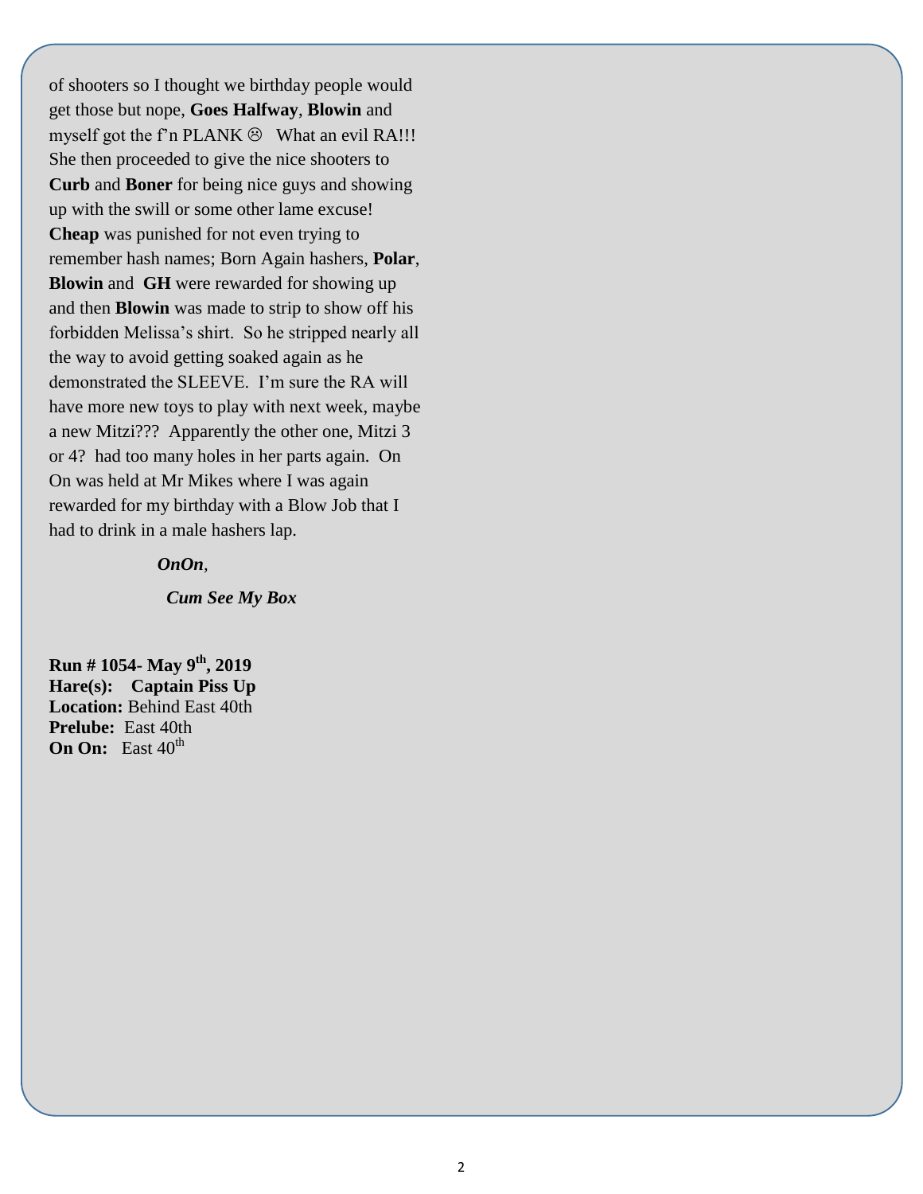of shooters so I thought we birthday people would get those but nope, **Goes Halfway**, **Blowin** and myself got the f'n PLANK ☹ What an evil RA!!! She then proceeded to give the nice shooters to **Curb** and **Boner** for being nice guys and showing up with the swill or some other lame excuse! **Cheap** was punished for not even trying to remember hash names; Born Again hashers, **Polar**, **Blowin** and **GH** were rewarded for showing up and then **Blowin** was made to strip to show off his forbidden Melissa's shirt. So he stripped nearly all the way to avoid getting soaked again as he demonstrated the SLEEVE. I'm sure the RA will have more new toys to play with next week, maybe a new Mitzi??? Apparently the other one, Mitzi 3 or 4? had too many holes in her parts again. On On was held at Mr Mikes where I was again rewarded for my birthday with a Blow Job that I had to drink in a male hashers lap.

***OnOn***,

***Cum See My Box***

**Run # 1054- May 9th, 2019**
**Hare(s): Captain Piss Up**
**Location:** Behind East 40th
**Prelube:** East 40th
**On On:** East 40th